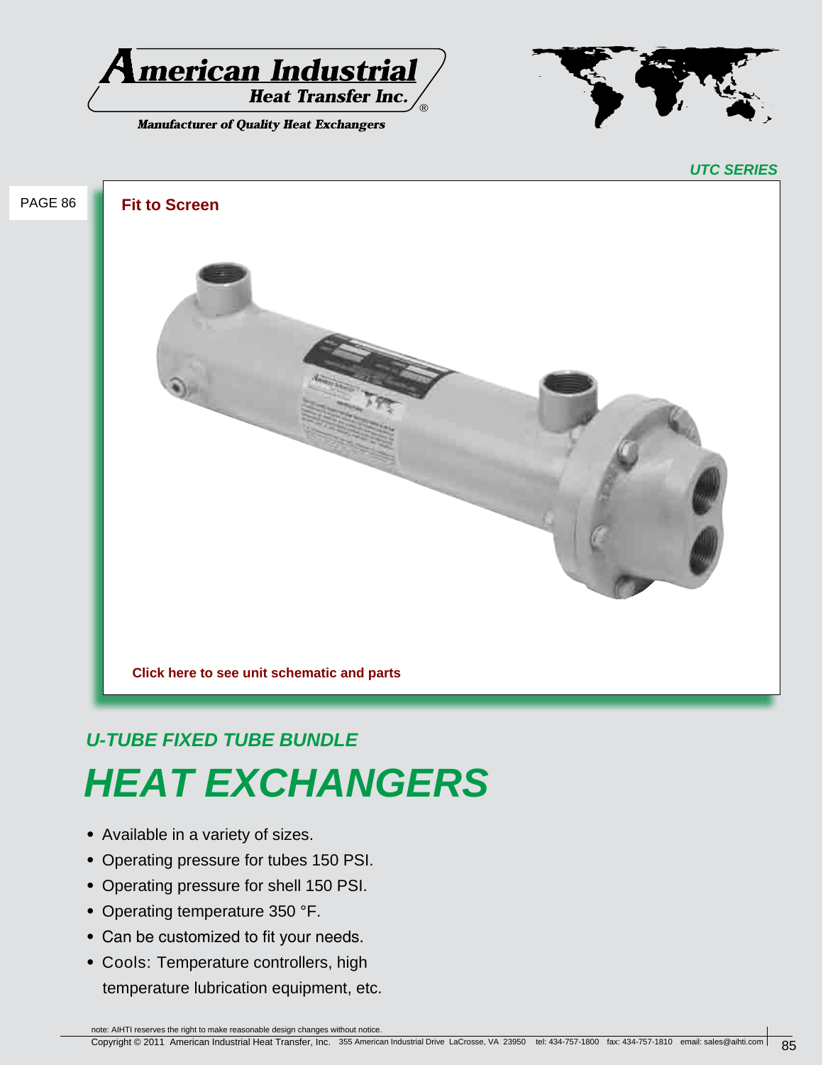**American Industrial Heat Transfer Inc.**

*Manufacturer of Quality Heat Exchangers*

***UTC SERIES***

PAGE 86

**Fit to Screen**

**Click here to see unit schematic and parts**

## *U-TUBE FIXED TUBE BUNDLE*

# *HEAT EXCHANGERS*

- Available in a variety of sizes.
- Operating pressure for tubes 150 PSI.
- Operating pressure for shell 150 PSI.
- Operating temperature 350 °F.
- Can be customized to fit your needs.
- Cools: Temperature controllers, high temperature lubrication equipment, etc.

note: AIHTI reserves the right to make reasonable design changes without notice.

Copyright © 2011 American Industrial Heat Transfer, Inc. 355 American Industrial Drive LaCrosse, VA 23950 tel: 434-757-1800 fax: 434-757-1810 email: sales@aihti.com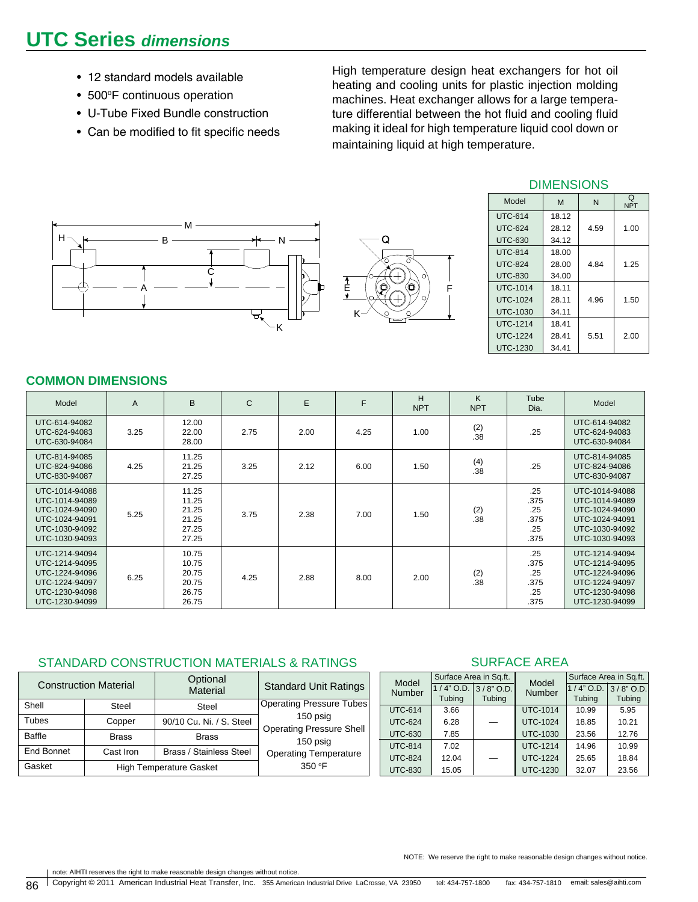# UTC Series *dimensions*

- 12 standard models available
- 500°F continuous operation
- U-Tube Fixed Bundle construction
- Can be modified to fit specific needs

High temperature design heat exchangers for hot oil heating and cooling units for plastic injection molding machines. Heat exchanger allows for a large temperature differential between the hot fluid and cooling fluid making it ideal for high temperature liquid cool down or maintaining liquid at high temperature.

H
B
M
N
C
A
K
Q
E
F
K

## DIMENSIONS

| Model | M | N | Q NPT |
|---|---|---|---|
| UTC-614 | 18.12 | 4.59 | 1.00 |
| UTC-624 | 28.12 | | |
| UTC-630 | 34.12 | | |
| UTC-814 | 18.00 | 4.84 | 1.25 |
| UTC-824 | 28.00 | | |
| UTC-830 | 34.00 | | |
| UTC-1014 | 18.11 | 4.96 | 1.50 |
| UTC-1024 | 28.11 | | |
| UTC-1030 | 34.11 | | |
| UTC-1214 | 18.41 | 5.51 | 2.00 |
| UTC-1224 | 28.41 | | |
| UTC-1230 | 34.41 | | |

## COMMON DIMENSIONS

| Model | A | B | C | E | F | H NPT | K NPT | Tube Dia. | Model |
|---|---|---|---|---|---|---|---|---|---|
| UTC-614-94082<br>UTC-624-94083<br>UTC-630-94084 | 3.25 | 12.00<br>22.00<br>28.00 | 2.75 | 2.00 | 4.25 | 1.00 | (2)<br>.38 | .25 | UTC-614-94082<br>UTC-624-94083<br>UTC-630-94084 |
| UTC-814-94085<br>UTC-824-94086<br>UTC-830-94087 | 4.25 | 11.25<br>21.25<br>27.25 | 3.25 | 2.12 | 6.00 | 1.50 | (4)<br>.38 | .25 | UTC-814-94085<br>UTC-824-94086<br>UTC-830-94087 |
| UTC-1014-94088<br>UTC-1014-94089<br>UTC-1024-94090<br>UTC-1024-94091<br>UTC-1030-94092<br>UTC-1030-94093 | 5.25 | 11.25<br>11.25<br>21.25<br>21.25<br>27.25<br>27.25 | 3.75 | 2.38 | 7.00 | 1.50 | (2)<br>.38 | .25<br>.375<br>.25<br>.375<br>.25<br>.375 | UTC-1014-94088<br>UTC-1014-94089<br>UTC-1024-94090<br>UTC-1024-94091<br>UTC-1030-94092<br>UTC-1030-94093 |
| UTC-1214-94094<br>UTC-1214-94095<br>UTC-1224-94096<br>UTC-1224-94097<br>UTC-1230-94098<br>UTC-1230-94099 | 6.25 | 10.75<br>10.75<br>20.75<br>20.75<br>26.75<br>26.75 | 4.25 | 2.88 | 8.00 | 2.00 | (2)<br>.38 | .25<br>.375<br>.25<br>.375<br>.25<br>.375 | UTC-1214-94094<br>UTC-1214-94095<br>UTC-1224-94096<br>UTC-1224-94097<br>UTC-1230-94098<br>UTC-1230-94099 |

## STANDARD CONSTRUCTION MATERIALS & RATINGS

| Construction Material | | Optional Material | Standard Unit Ratings |
|---|---|---|---|
| Shell | Steel | Steel | Operating Pressure Tubes<br>150 psig<br>Operating Pressure Shell<br>150 psig<br>Operating Temperature<br>350 °F |
| Tubes | Copper | 90/10 Cu. Ni. / S. Steel | |
| Baffle | Brass | Brass | |
| End Bonnet | Cast Iron | Brass / Stainless Steel | |
| Gasket | High Temperature Gasket | | |

## SURFACE AREA

| Model Number | Surface Area in Sq.ft. 1 / 4" O.D. Tubing | Surface Area in Sq.ft. 3 / 8" O.D. Tubing | Model Number | Surface Area in Sq.ft. 1 / 4" O.D. Tubing | Surface Area in Sq.ft. 3 / 8" O.D. Tubing |
|---|---|---|---|---|---|
| UTC-614 | 3.66 | — | UTC-1014 | 10.99 | 5.95 |
| UTC-624 | 6.28 | | UTC-1024 | 18.85 | 10.21 |
| UTC-630 | 7.85 | | UTC-1030 | 23.56 | 12.76 |
| UTC-814 | 7.02 | — | UTC-1214 | 14.96 | 10.99 |
| UTC-824 | 12.04 | | UTC-1224 | 25.65 | 18.84 |
| UTC-830 | 15.05 | | UTC-1230 | 32.07 | 23.56 |

NOTE: We reserve the right to make reasonable design changes without notice.

note: AIHTI reserves the right to make reasonable design changes without notice.

Copyright © 2011 American Industrial Heat Transfer, Inc. 355 American Industrial Drive LaCrosse, VA 23950 tel: 434-757-1800 fax: 434-757-1810 email: sales@aihti.com